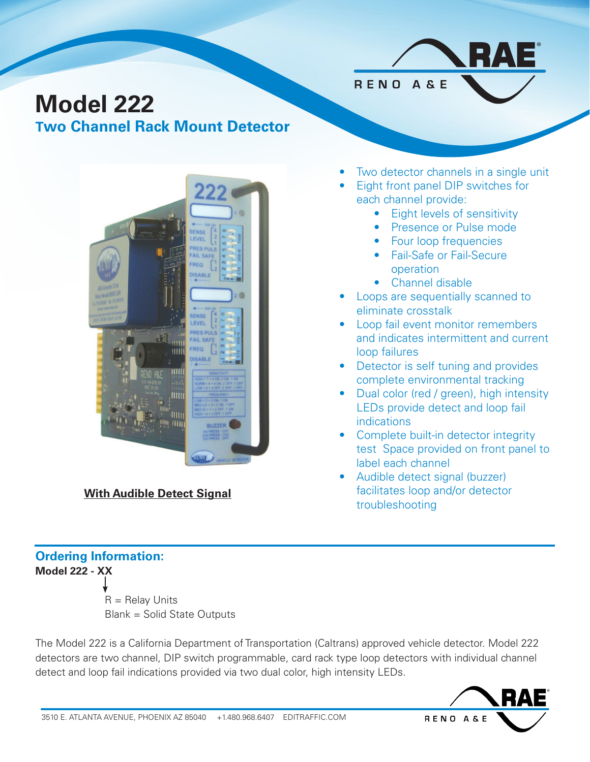# Model 222

## Two Channel Rack Mount Detector

**With Audible Detect Signal**

- Two detector channels in a single unit
- Eight front panel DIP switches for each channel provide:
  - Eight levels of sensitivity
  - Presence or Pulse mode
  - Four loop frequencies
  - Fail-Safe or Fail-Secure operation
  - Channel disable
- Loops are sequentially scanned to eliminate crosstalk
- Loop fail event monitor remembers and indicates intermittent and current loop failures
- Detector is self tuning and provides complete environmental tracking
- Dual color (red / green), high intensity LEDs provide detect and loop fail indications
- Complete built-in detector integrity test Space provided on front panel to label each channel
- Audible detect signal (buzzer) facilitates loop and/or detector troubleshooting

## Ordering Information:

**Model 222 - XX**

R = Relay Units
Blank = Solid State Outputs

The Model 222 is a California Department of Transportation (Caltrans) approved vehicle detector. Model 222 detectors are two channel, DIP switch programmable, card rack type loop detectors with individual channel detect and loop fail indications provided via two dual color, high intensity LEDs.

3510 E. ATLANTA AVENUE, PHOENIX AZ 85040 +1.480.968.6407 EDITRAFFIC.COM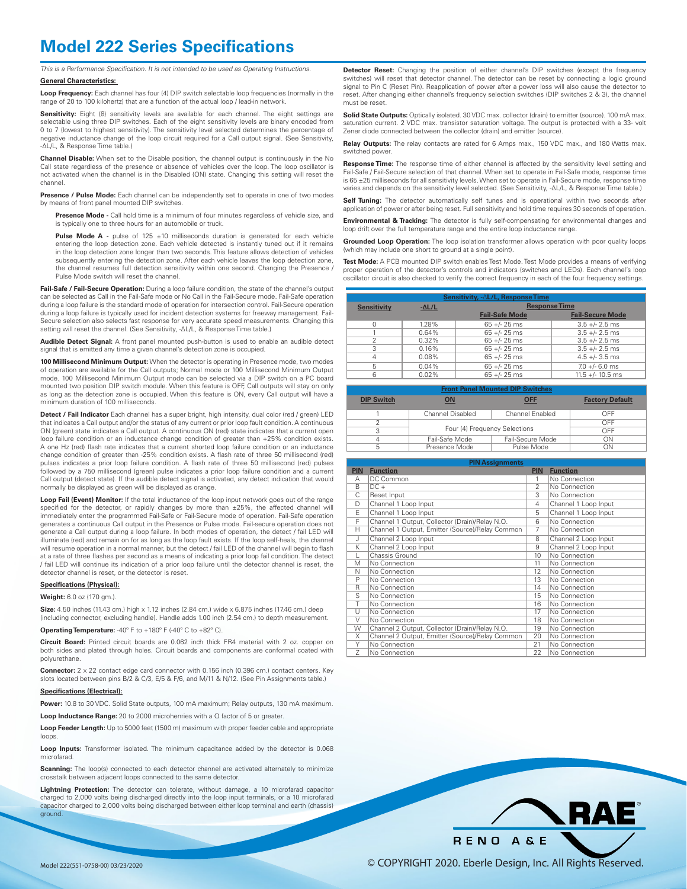# Model 222 Series Specifications

*This is a Performance Specification. It is not intended to be used as Operating Instructions.*

**General Characteristics:**

**Loop Frequency:** Each channel has four (4) DIP switch selectable loop frequencies (normally in the range of 20 to 100 kilohertz) that are a function of the actual loop / lead-in network.

**Sensitivity:** Eight (8) sensitivity levels are available for each channel. The eight settings are selectable using three DIP switches. Each of the eight sensitivity levels are binary encoded from 0 to 7 (lowest to highest sensitivity). The sensitivity level selected determines the percentage of negative inductance change of the loop circuit required for a Call output signal. (See Sensitivity, -ΔL/L, & Response Time table.)

**Channel Disable:** When set to the Disable position, the channel output is continuously in the No Call state regardless of the presence or absence of vehicles over the loop. The loop oscillator is not activated when the channel is in the Disabled (ON) state. Changing this setting will reset the channel.

**Presence / Pulse Mode:** Each channel can be independently set to operate in one of two modes by means of front panel mounted DIP switches.

**Presence Mode -** Call hold time is a minimum of four minutes regardless of vehicle size, and is typically one to three hours for an automobile or truck.

**Pulse Mode A -** pulse of 125 ±10 milliseconds duration is generated for each vehicle entering the loop detection zone. Each vehicle detected is instantly tuned out if it remains in the loop detection zone longer than two seconds. This feature allows detection of vehicles subsequently entering the detection zone. After each vehicle leaves the loop detection zone, the channel resumes full detection sensitivity within one second. Changing the Presence / Pulse Mode switch will reset the channel.

**Fail-Safe / Fail-Secure Operation:** During a loop failure condition, the state of the channel's output can be selected as Call in the Fail-Safe mode or No Call in the Fail-Secure mode. Fail-Safe operation during a loop failure is the standard mode of operation for intersection control. Fail-Secure operation during a loop failure is typically used for incident detection systems for freeway management. Fail-Secure selection also selects fast response for very accurate speed measurements. Changing this setting will reset the channel. (See Sensitivity, -ΔL/L, & Response Time table.)

**Audible Detect Signal:** A front panel mounted push-button is used to enable an audible detect signal that is emitted any time a given channel's detection zone is occupied.

**100 Millisecond Minimum Output:** When the detector is operating in Presence mode, two modes of operation are available for the Call outputs; Normal mode or 100 Millisecond Minimum Output mode. 100 Millisecond Minimum Output mode can be selected via a DIP switch on a PC board mounted two position DIP switch module. When this feature is OFF, Call outputs will stay on only as long as the detection zone is occupied. When this feature is ON, every Call output will have a minimum duration of 100 milliseconds.

**Detect / Fail Indicator** Each channel has a super bright, high intensity, dual color (red / green) LED that indicates a Call output and/or the status of any current or prior loop fault condition. A continuous ON (green) state indicates a Call output. A continuous ON (red) state indicates that a current open loop failure condition or an inductance change condition of greater than +25% condition exists. A one Hz (red) flash rate indicates that a current shorted loop failure condition or an inductance change condition of greater than -25% condition exists. A flash rate of three 50 millisecond (red) pulses indicates a prior loop failure condition. A flash rate of three 50 millisecond (red) pulses followed by a 750 millisecond (green) pulse indicates a prior loop failure condition and a current Call output (detect state). If the audible detect signal is activated, any detect indication that would normally be displayed as green will be displayed as orange.

**Loop Fail (Event) Monitor:** If the total inductance of the loop input network goes out of the range specified for the detector, or rapidly changes by more than ±25%, the affected channel will immediately enter the programmed Fail-Safe or Fail-Secure mode of operation. Fail-Safe operation generates a continuous Call output in the Presence or Pulse mode. Fail-secure operation does not generate a Call output during a loop failure. In both modes of operation, the detect / fail LED will illuminate (red) and remain on for as long as the loop fault exists. If the loop self-heals, the channel will resume operation in a normal manner, but the detect / fail LED of the channel will begin to flash at a rate of three flashes per second as a means of indicating a prior loop fail condition. The detect / fail LED will continue its indication of a prior loop failure until the detector channel is reset, the detector channel is reset, or the detector is reset.

**Specifications (Physical):**

**Weight:** 6.0 oz (170 gm.).

**Size:** 4.50 inches (11.43 cm.) high x 1.12 inches (2.84 cm.) wide x 6.875 inches (17.46 cm.) deep (including connector, excluding handle). Handle adds 1.00 inch (2.54 cm.) to depth measurement.

**Operating Temperature:** -40° F to +180° F (-40° C to +82° C).

**Circuit Board:** Printed circuit boards are 0.062 inch thick FR4 material with 2 oz. copper on both sides and plated through holes. Circuit boards and components are conformal coated with polyurethane.

**Connector:** 2 x 22 contact edge card connector with 0.156 inch (0.396 cm.) contact centers. Key slots located between pins B/2 & C/3, E/5 & F/6, and M/11 & N/12. (See Pin Assignments table.)

**Specifications (Electrical):**

**Power:** 10.8 to 30 VDC. Solid State outputs, 100 mA maximum; Relay outputs, 130 mA maximum.

**Loop Inductance Range:** 20 to 2000 microhenries with a Q factor of 5 or greater.

**Loop Feeder Length:** Up to 5000 feet (1500 m) maximum with proper feeder cable and appropriate loops.

**Loop Inputs:** Transformer isolated. The minimum capacitance added by the detector is 0.068 microfarad.

**Scanning:** The loop(s) connected to each detector channel are activated alternately to minimize crosstalk between adjacent loops connected to the same detector.

**Lightning Protection:** The detector can tolerate, without damage, a 10 microfarad capacitor charged to 2,000 volts being discharged directly into the loop input terminals, or a 10 microfarad capacitor charged to 2,000 volts being discharged between either loop terminal and earth (chassis) ground.

**Detector Reset:** Changing the position of either channel's DIP switches (except the frequency switches) will reset that detector channel. The detector can be reset by connecting a logic ground signal to Pin C (Reset Pin). Reapplication of power after a power loss will also cause the detector to reset. After changing either channel's frequency selection switches (DIP switches 2 & 3), the channel must be reset.

**Solid State Outputs:** Optically isolated. 30 VDC max. collector (drain) to emitter (source). 100 mA max. saturation current. 2 VDC max. transistor saturation voltage. The output is protected with a 33- volt Zener diode connected between the collector (drain) and emitter (source).

**Relay Outputs:** The relay contacts are rated for 6 Amps max., 150 VDC max., and 180 Watts max. switched power.

**Response Time:** The response time of either channel is affected by the sensitivity level setting and Fail-Safe / Fail-Secure selection of that channel. When set to operate in Fail-Safe mode, response time is 65 ±25 milliseconds for all sensitivity levels. When set to operate in Fail-Secure mode, response time varies and depends on the sensitivity level selected. (See Sensitivity, -ΔL/L, & Response Time table.)

**Self Tuning:** The detector automatically self tunes and is operational within two seconds after application of power or after being reset. Full sensitivity and hold time requires 30 seconds of operation.

**Environmental & Tracking:** The detector is fully self-compensating for environmental changes and loop drift over the full temperature range and the entire loop inductance range.

**Grounded Loop Operation:** The loop isolation transformer allows operation with poor quality loops (which may include one short to ground at a single point).

**Test Mode:** A PCB mounted DIP switch enables Test Mode. Test Mode provides a means of verifying proper operation of the detector's controls and indicators (switches and LEDs). Each channel's loop oscillator circuit is also checked to verify the correct frequency in each of the four frequency settings.

**Sensitivity, -ΔL/L, Response Time**

| Sensitivity | -ΔL/L | Response Time | |
|---|---|---|---|
| | | Fail-Safe Mode | Fail-Secure Mode |
| 0 | 1.28% | 65 +/- 25 ms | 3.5 +/- 2.5 ms |
| 1 | 0.64% | 65 +/- 25 ms | 3.5 +/- 2.5 ms |
| 2 | 0.32% | 65 +/- 25 ms | 3.5 +/- 2.5 ms |
| 3 | 0.16% | 65 +/- 25 ms | 3.5 +/- 2.5 ms |
| 4 | 0.08% | 65 +/- 25 ms | 4.5 +/- 3.5 ms |
| 5 | 0.04% | 65 +/- 25 ms | 7.0 +/- 6.0 ms |
| 6 | 0.02% | 65 +/- 25 ms | 11.5 +/- 10.5 ms |

**Front Panel Mounted DIP Switches**

| DIP Switch | ON | OFF | Factory Default |
|---|---|---|---|
| 1 | Channel Disabled | Channel Enabled | OFF |
| 2 | Four (4) Frequency Selections | | OFF |
| 3 | | | OFF |
| 4 | Fail-Safe Mode | Fail-Secure Mode | ON |
| 5 | Presence Mode | Pulse Mode | ON |

**PIN Assignments**

| PIN | Function | PIN | Function |
|---|---|---|---|
| A | DC Common | 1 | No Connection |
| B | DC + | 2 | No Connection |
| C | Reset Input | 3 | No Connection |
| D | Channel 1 Loop Input | 4 | Channel 1 Loop Input |
| E | Channel 1 Loop Input | 5 | Channel 1 Loop Input |
| F | Channel 1 Output, Collector (Drain)/Relay N.O. | 6 | No Connection |
| H | Channel 1 Output, Emitter (Source)/Relay Common | 7 | No Connection |
| J | Channel 2 Loop Input | 8 | Channel 2 Loop Input |
| K | Channel 2 Loop Input | 9 | Channel 2 Loop Input |
| L | Chassis Ground | 10 | No Connection |
| M | No Connection | 11 | No Connection |
| N | No Connection | 12 | No Connection |
| P | No Connection | 13 | No Connection |
| R | No Connection | 14 | No Connection |
| S | No Connection | 15 | No Connection |
| T | No Connection | 16 | No Connection |
| U | No Connection | 17 | No Connection |
| V | No Connection | 18 | No Connection |
| W | Channel 2 Output, Collector (Drain)/Relay N.O. | 19 | No Connection |
| X | Channel 2 Output, Emitter (Source)/Relay Common | 20 | No Connection |
| Y | No Connection | 21 | No Connection |
| Z | No Connection | 22 | No Connection |

RAE
RENO A & E

Model 222(551-0758-00) 03/23/2020

© COPYRIGHT 2020. Eberle Design, Inc. All Rights Reserved.